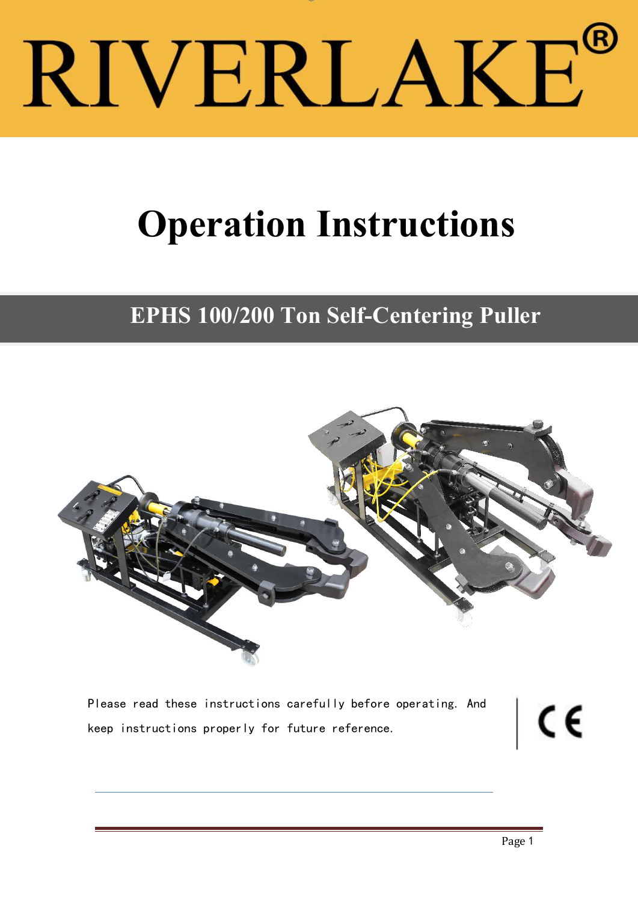# RIVERLAKE®

# Operation Instructions

## EPHS 100/200 Ton Self-Centering Puller

Please read these instructions carefully before operating. And keep instructions properly for future reference.

CE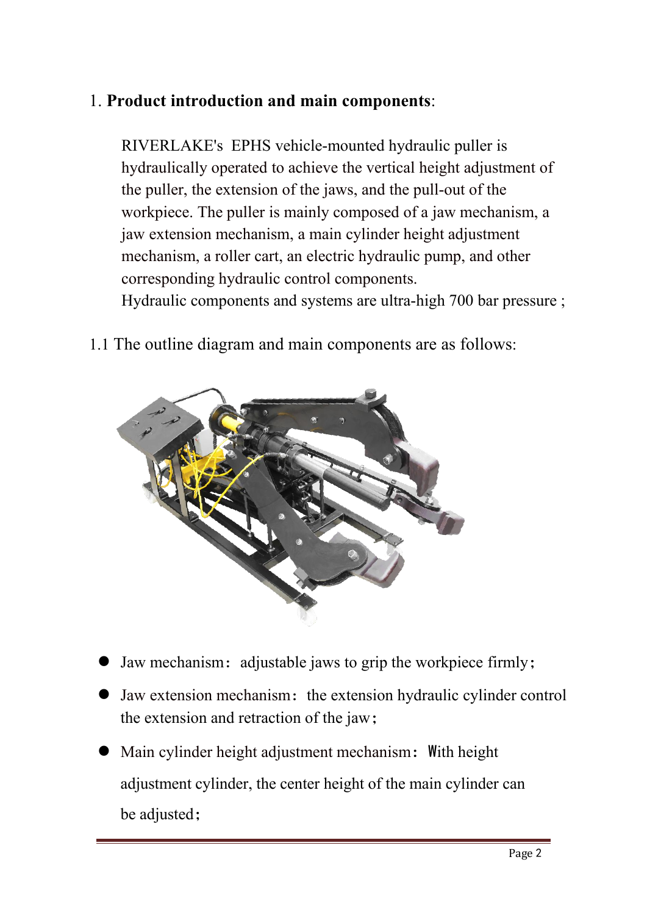## 1. **Product introduction and main components**:

RIVERLAKE's EPHS vehicle-mounted hydraulic puller is hydraulically operated to achieve the vertical height adjustment of the puller, the extension of the jaws, and the pull-out of the workpiece. The puller is mainly composed of a jaw mechanism, a jaw extension mechanism, a main cylinder height adjustment mechanism, a roller cart, an electric hydraulic pump, and other corresponding hydraulic control components.
Hydraulic components and systems are ultra-high 700 bar pressure ;

1.1 The outline diagram and main components are as follows:

- Jaw mechanism： adjustable jaws to grip the workpiece firmly；
- Jaw extension mechanism： the extension hydraulic cylinder control the extension and retraction of the jaw；
- Main cylinder height adjustment mechanism： With height adjustment cylinder, the center height of the main cylinder can be adjusted；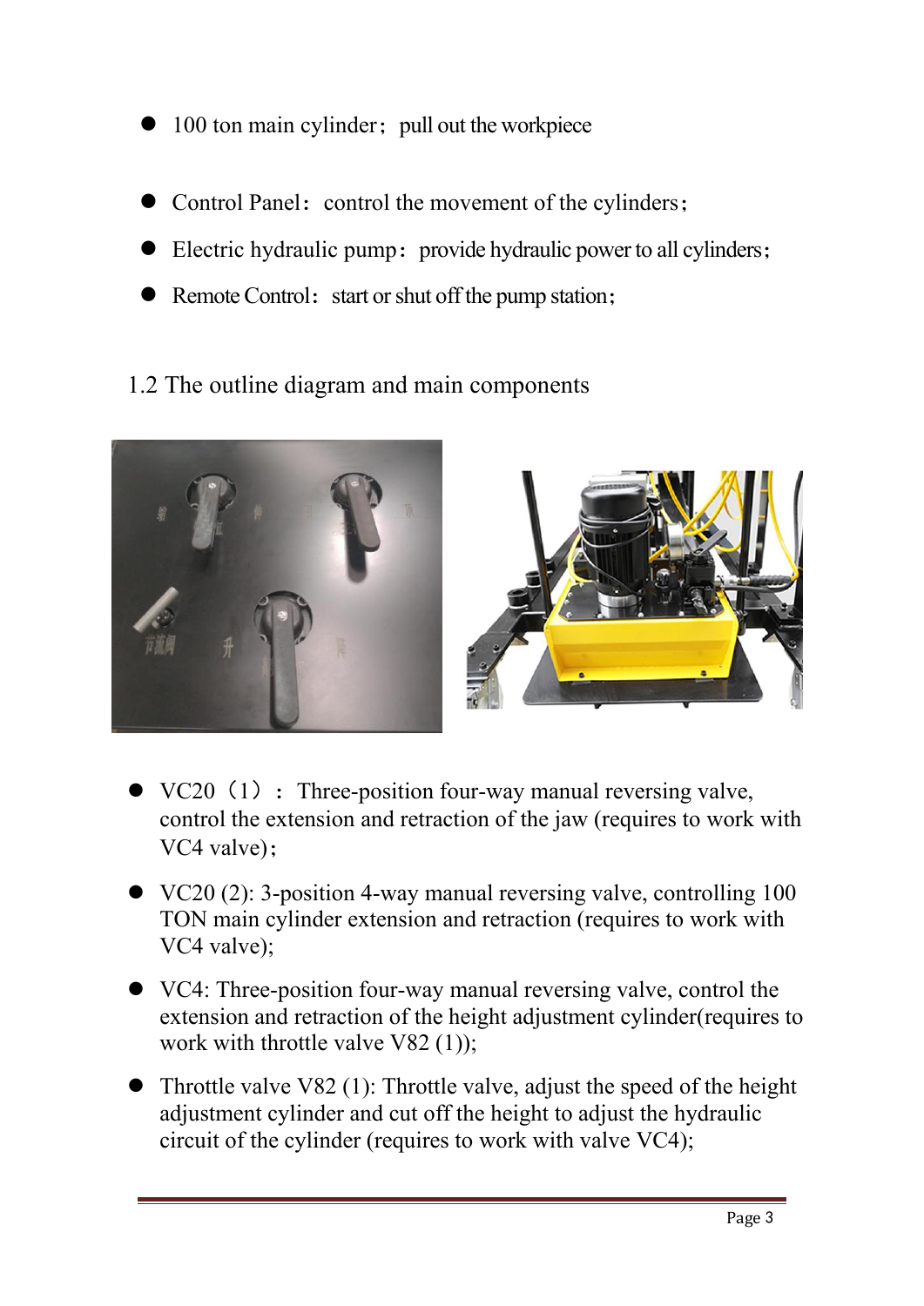- 100 ton main cylinder；pull out the workpiece

- Control Panel：control the movement of the cylinders；
- Electric hydraulic pump：provide hydraulic power to all cylinders；
- Remote Control：start or shut off the pump station；

1.2 The outline diagram and main components

- VC20（1）：Three-position four-way manual reversing valve, control the extension and retraction of the jaw (requires to work with VC4 valve)；
- VC20 (2): 3-position 4-way manual reversing valve, controlling 100 TON main cylinder extension and retraction (requires to work with VC4 valve);
- VC4: Three-position four-way manual reversing valve, control the extension and retraction of the height adjustment cylinder(requires to work with throttle valve V82 (1));
- Throttle valve V82 (1): Throttle valve, adjust the speed of the height adjustment cylinder and cut off the height to adjust the hydraulic circuit of the cylinder (requires to work with valve VC4);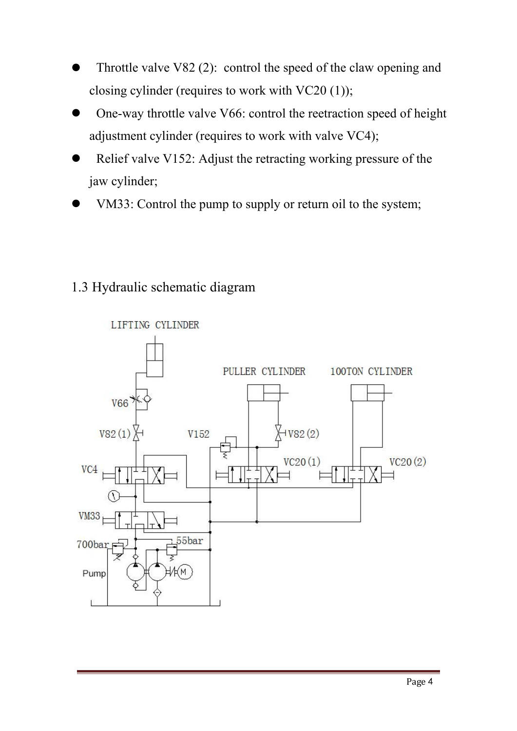- Throttle valve V82 (2): control the speed of the claw opening and closing cylinder (requires to work with VC20 (1));
- One-way throttle valve V66: control the reetraction speed of height adjustment cylinder (requires to work with valve VC4);
- Relief valve V152: Adjust the retracting working pressure of the jaw cylinder;
- VM33: Control the pump to supply or return oil to the system;

## 1.3 Hydraulic schematic diagram

LIFTING CYLINDER

PULLER CYLINDER

100TON CYLINDER

V66

V82(1)

V152

V82(2)

VC4

VC20(1)

VC20(2)

VM33

700bar

55bar

Pump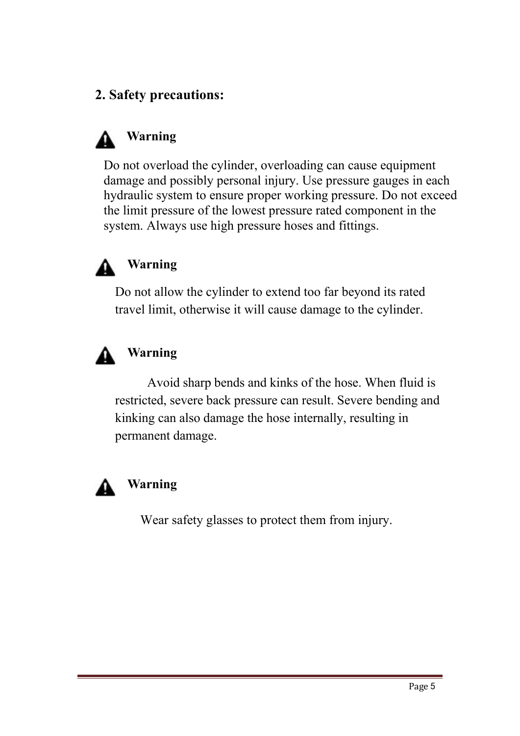## 2. Safety precautions:

⚠ **Warning**

Do not overload the cylinder, overloading can cause equipment damage and possibly personal injury. Use pressure gauges in each hydraulic system to ensure proper working pressure. Do not exceed the limit pressure of the lowest pressure rated component in the system. Always use high pressure hoses and fittings.

⚠ **Warning**

Do not allow the cylinder to extend too far beyond its rated travel limit, otherwise it will cause damage to the cylinder.

⚠ **Warning**

Avoid sharp bends and kinks of the hose. When fluid is restricted, severe back pressure can result. Severe bending and kinking can also damage the hose internally, resulting in permanent damage.

⚠ **Warning**

Wear safety glasses to protect them from injury.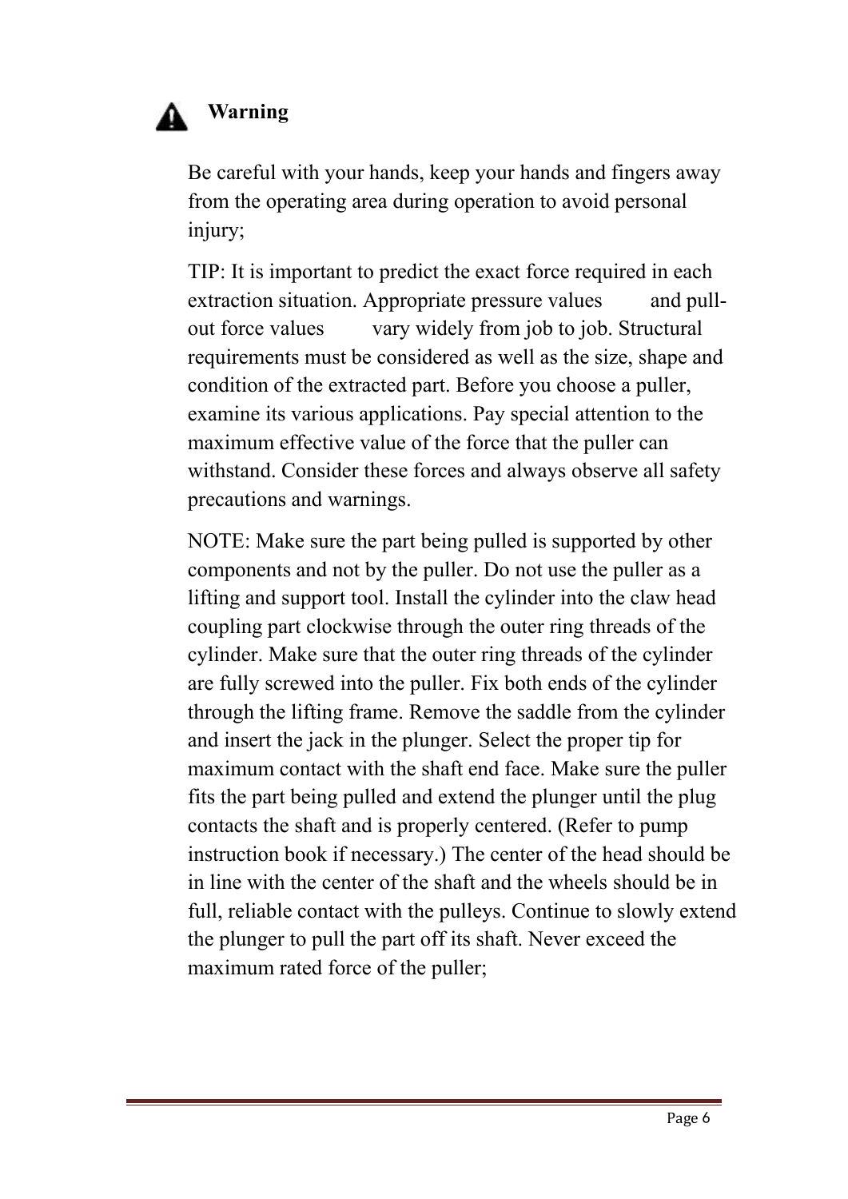## ⚠ Warning

Be careful with your hands, keep your hands and fingers away from the operating area during operation to avoid personal injury;

TIP: It is important to predict the exact force required in each extraction situation. Appropriate pressure values and pull-out force values vary widely from job to job. Structural requirements must be considered as well as the size, shape and condition of the extracted part. Before you choose a puller, examine its various applications. Pay special attention to the maximum effective value of the force that the puller can withstand. Consider these forces and always observe all safety precautions and warnings.

NOTE: Make sure the part being pulled is supported by other components and not by the puller. Do not use the puller as a lifting and support tool. Install the cylinder into the claw head coupling part clockwise through the outer ring threads of the cylinder. Make sure that the outer ring threads of the cylinder are fully screwed into the puller. Fix both ends of the cylinder through the lifting frame. Remove the saddle from the cylinder and insert the jack in the plunger. Select the proper tip for maximum contact with the shaft end face. Make sure the puller fits the part being pulled and extend the plunger until the plug contacts the shaft and is properly centered. (Refer to pump instruction book if necessary.) The center of the head should be in line with the center of the shaft and the wheels should be in full, reliable contact with the pulleys. Continue to slowly extend the plunger to pull the part off its shaft. Never exceed the maximum rated force of the puller;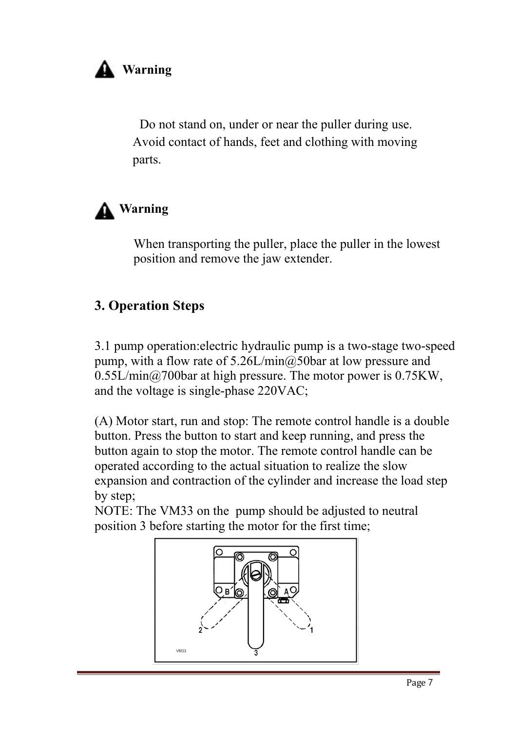**Warning**

Do not stand on, under or near the puller during use. Avoid contact of hands, feet and clothing with moving parts.

**Warning**

When transporting the puller, place the puller in the lowest position and remove the jaw extender.

## 3. Operation Steps

3.1 pump operation:electric hydraulic pump is a two-stage two-speed pump, with a flow rate of 5.26L/min@50bar at low pressure and 0.55L/min@700bar at high pressure. The motor power is 0.75KW, and the voltage is single-phase 220VAC;

(A) Motor start, run and stop: The remote control handle is a double button. Press the button to start and keep running, and press the button again to stop the motor. The remote control handle can be operated according to the actual situation to realize the slow expansion and contraction of the cylinder and increase the load step by step;

NOTE: The VM33 on the pump should be adjusted to neutral position 3 before starting the motor for the first time;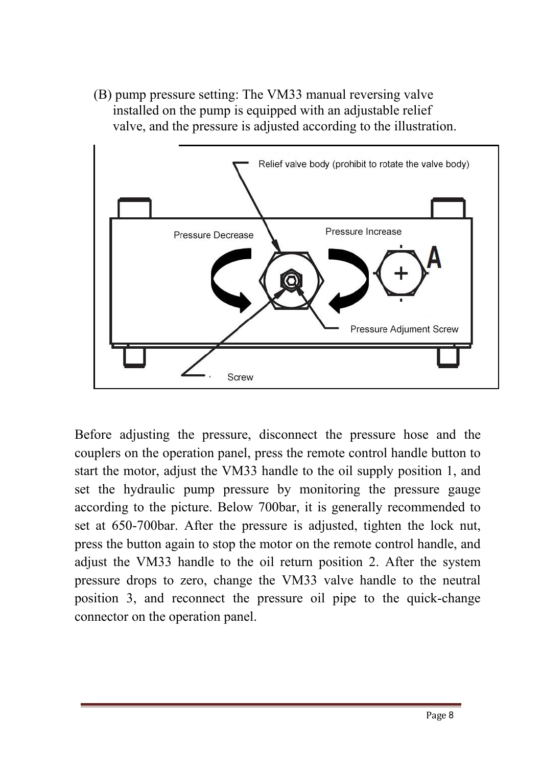(B) pump pressure setting: The VM33 manual reversing valve installed on the pump is equipped with an adjustable relief valve, and the pressure is adjusted according to the illustration.

Relief valve body (prohibit to rotate the valve body)

Pressure Decrease

Pressure Increase

A

Pressure Adjument Screw

Screw

Before adjusting the pressure, disconnect the pressure hose and the couplers on the operation panel, press the remote control handle button to start the motor, adjust the VM33 handle to the oil supply position 1, and set the hydraulic pump pressure by monitoring the pressure gauge according to the picture. Below 700bar, it is generally recommended to set at 650-700bar. After the pressure is adjusted, tighten the lock nut, press the button again to stop the motor on the remote control handle, and adjust the VM33 handle to the oil return position 2. After the system pressure drops to zero, change the VM33 valve handle to the neutral position 3, and reconnect the pressure oil pipe to the quick-change connector on the operation panel.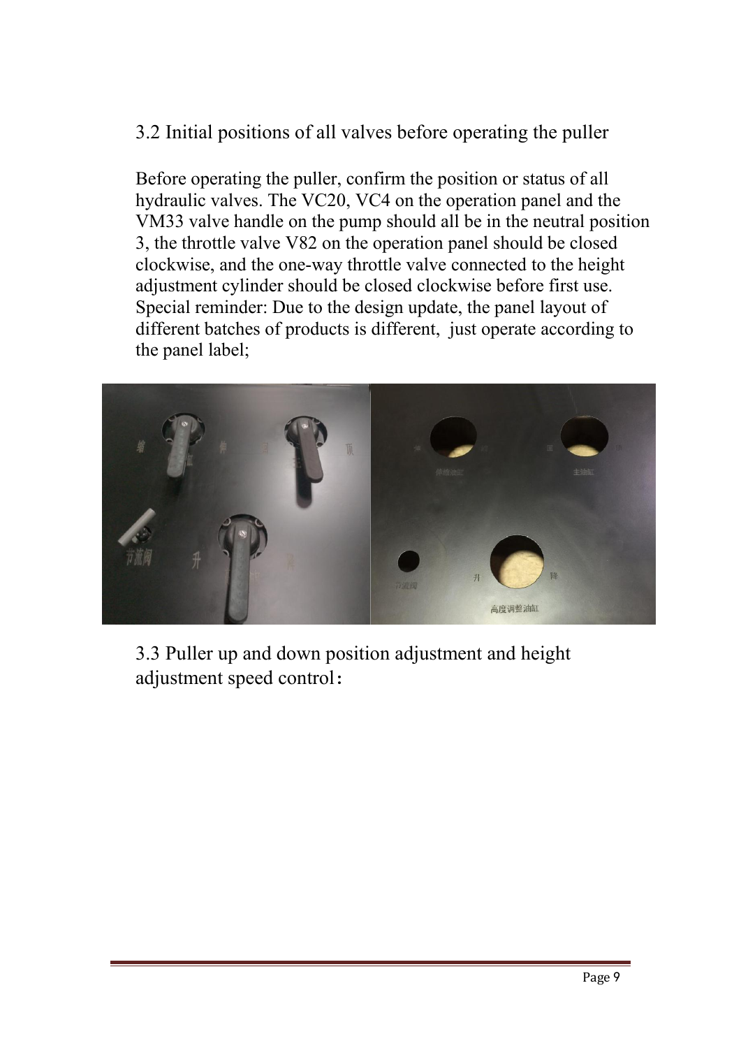## 3.2 Initial positions of all valves before operating the puller

Before operating the puller, confirm the position or status of all hydraulic valves. The VC20, VC4 on the operation panel and the VM33 valve handle on the pump should all be in the neutral position 3, the throttle valve V82 on the operation panel should be closed clockwise, and the one-way throttle valve connected to the height adjustment cylinder should be closed clockwise before first use. Special reminder: Due to the design update, the panel layout of different batches of products is different, just operate according to the panel label;

## 3.3 Puller up and down position adjustment and height adjustment speed control：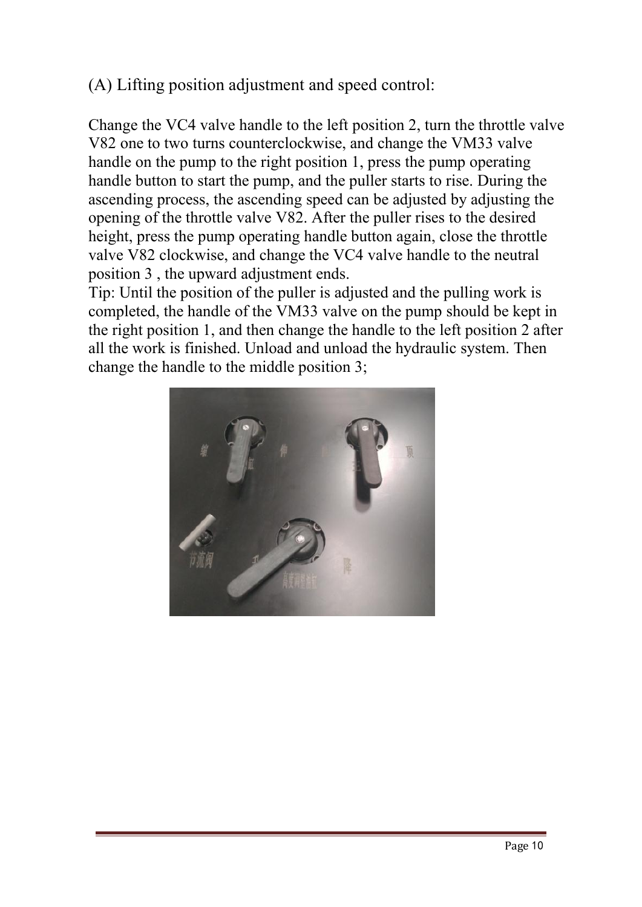(A) Lifting position adjustment and speed control:

Change the VC4 valve handle to the left position 2, turn the throttle valve V82 one to two turns counterclockwise, and change the VM33 valve handle on the pump to the right position 1, press the pump operating handle button to start the pump, and the puller starts to rise. During the ascending process, the ascending speed can be adjusted by adjusting the opening of the throttle valve V82. After the puller rises to the desired height, press the pump operating handle button again, close the throttle valve V82 clockwise, and change the VC4 valve handle to the neutral position 3 , the upward adjustment ends.

Tip: Until the position of the puller is adjusted and the pulling work is completed, the handle of the VM33 valve on the pump should be kept in the right position 1, and then change the handle to the left position 2 after all the work is finished. Unload and unload the hydraulic system. Then change the handle to the middle position 3;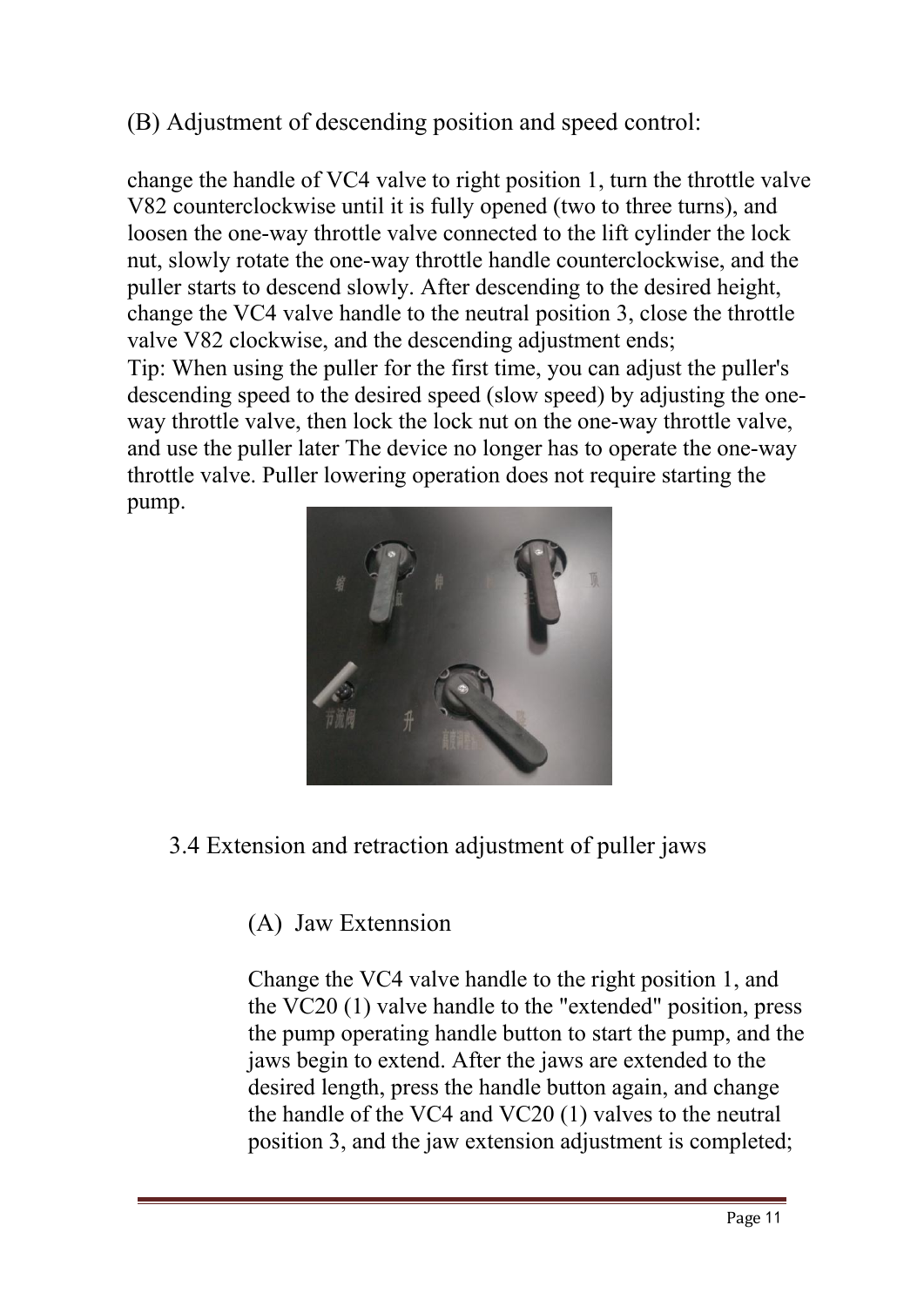(B) Adjustment of descending position and speed control:

change the handle of VC4 valve to right position 1, turn the throttle valve V82 counterclockwise until it is fully opened (two to three turns), and loosen the one-way throttle valve connected to the lift cylinder the lock nut, slowly rotate the one-way throttle handle counterclockwise, and the puller starts to descend slowly. After descending to the desired height, change the VC4 valve handle to the neutral position 3, close the throttle valve V82 clockwise, and the descending adjustment ends;
Tip: When using the puller for the first time, you can adjust the puller's descending speed to the desired speed (slow speed) by adjusting the one-way throttle valve, then lock the lock nut on the one-way throttle valve, and use the puller later The device no longer has to operate the one-way throttle valve. Puller lowering operation does not require starting the pump.

## 3.4 Extension and retraction adjustment of puller jaws

### (A) Jaw Extennsion

Change the VC4 valve handle to the right position 1, and the VC20 (1) valve handle to the "extended" position, press the pump operating handle button to start the pump, and the jaws begin to extend. After the jaws are extended to the desired length, press the handle button again, and change the handle of the VC4 and VC20 (1) valves to the neutral position 3, and the jaw extension adjustment is completed;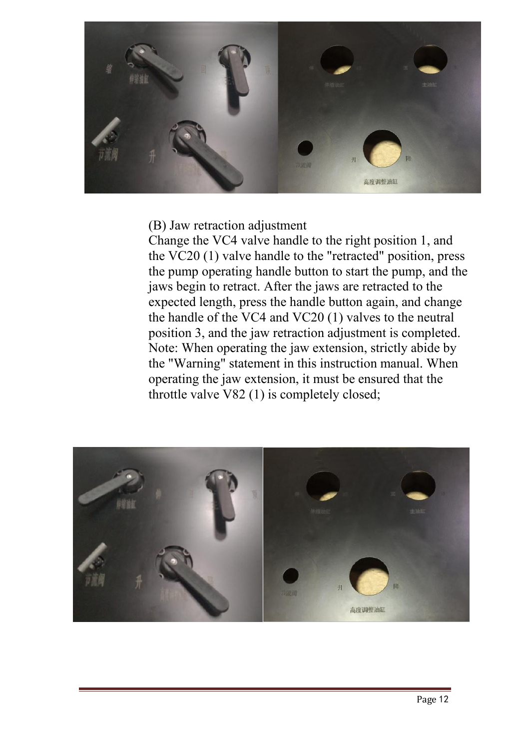(B) Jaw retraction adjustment

Change the VC4 valve handle to the right position 1, and the VC20 (1) valve handle to the "retracted" position, press the pump operating handle button to start the pump, and the jaws begin to retract. After the jaws are retracted to the expected length, press the handle button again, and change the handle of the VC4 and VC20 (1) valves to the neutral position 3, and the jaw retraction adjustment is completed. Note: When operating the jaw extension, strictly abide by the "Warning" statement in this instruction manual. When operating the jaw extension, it must be ensured that the throttle valve V82 (1) is completely closed;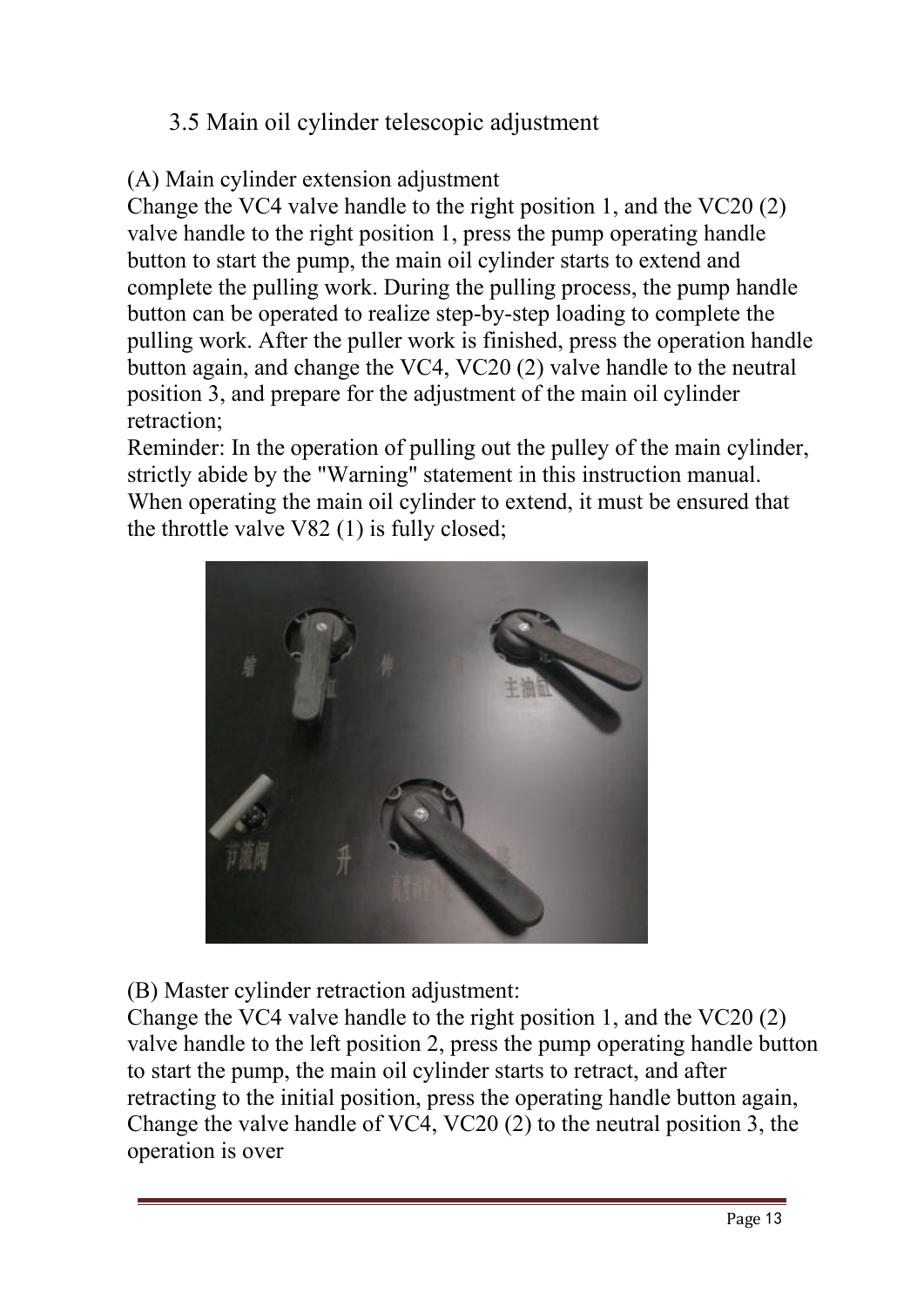## 3.5 Main oil cylinder telescopic adjustment

(A) Main cylinder extension adjustment

Change the VC4 valve handle to the right position 1, and the VC20 (2) valve handle to the right position 1, press the pump operating handle button to start the pump, the main oil cylinder starts to extend and complete the pulling work. During the pulling process, the pump handle button can be operated to realize step-by-step loading to complete the pulling work. After the puller work is finished, press the operation handle button again, and change the VC4, VC20 (2) valve handle to the neutral position 3, and prepare for the adjustment of the main oil cylinder retraction;

Reminder: In the operation of pulling out the pulley of the main cylinder, strictly abide by the "Warning" statement in this instruction manual. When operating the main oil cylinder to extend, it must be ensured that the throttle valve V82 (1) is fully closed;

(B) Master cylinder retraction adjustment:

Change the VC4 valve handle to the right position 1, and the VC20 (2) valve handle to the left position 2, press the pump operating handle button to start the pump, the main oil cylinder starts to retract, and after retracting to the initial position, press the operating handle button again, Change the valve handle of VC4, VC20 (2) to the neutral position 3, the operation is over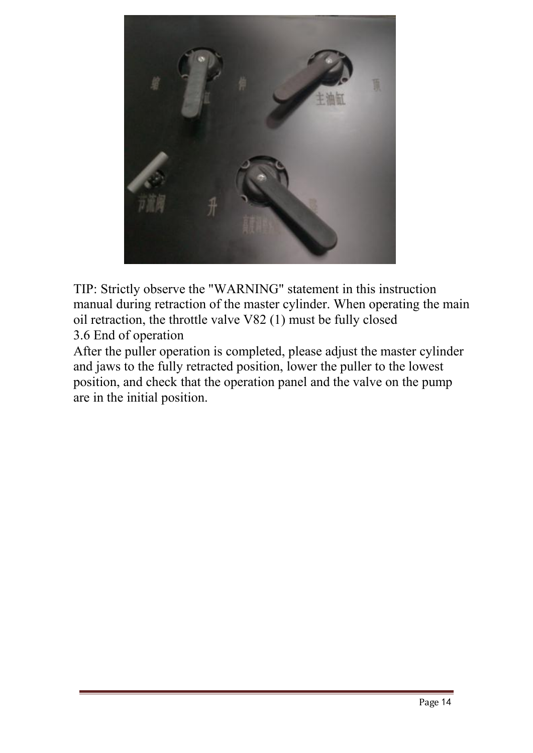TIP: Strictly observe the "WARNING" statement in this instruction manual during retraction of the master cylinder. When operating the main oil retraction, the throttle valve V82 (1) must be fully closed

3.6 End of operation

After the puller operation is completed, please adjust the master cylinder and jaws to the fully retracted position, lower the puller to the lowest position, and check that the operation panel and the valve on the pump are in the initial position.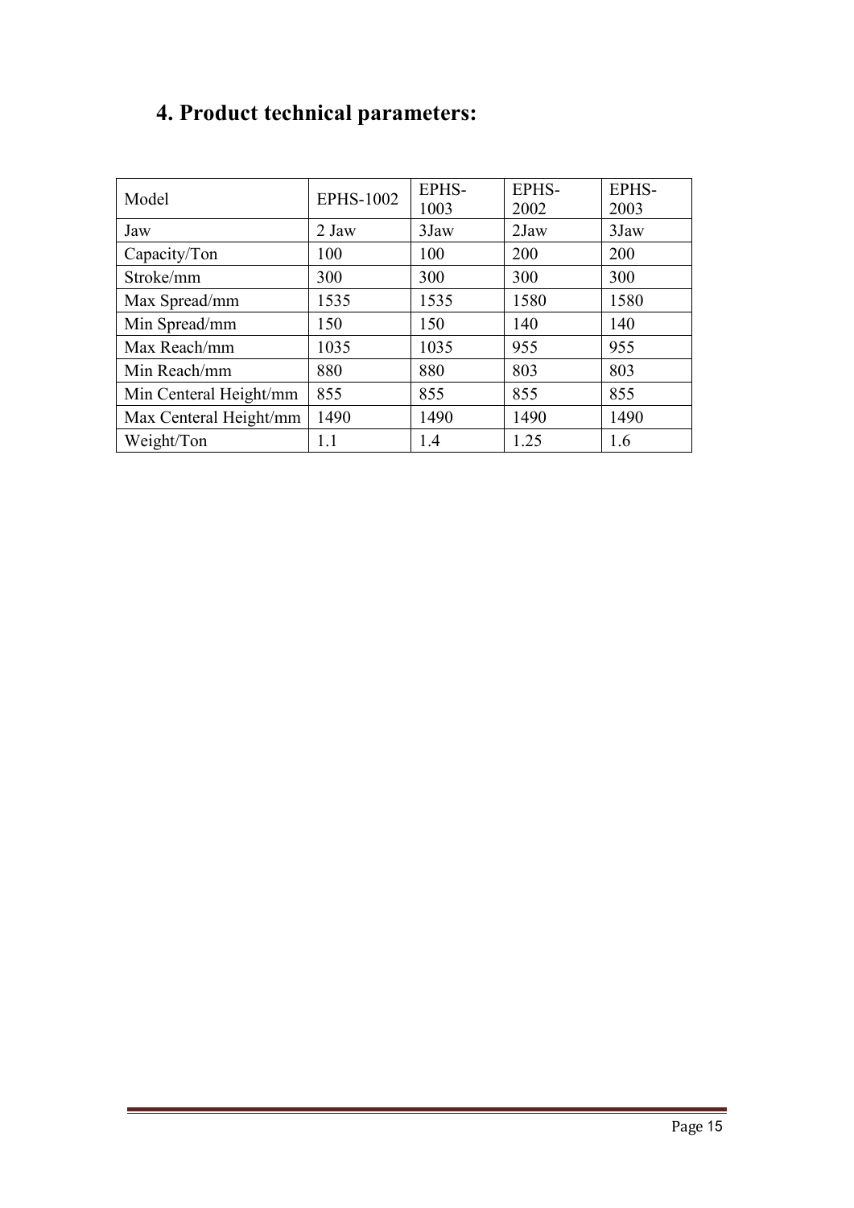## 4. Product technical parameters:

| Model | EPHS-1002 | EPHS-1003 | EPHS-2002 | EPHS-2003 |
|---|---|---|---|---|
| Jaw | 2 Jaw | 3Jaw | 2Jaw | 3Jaw |
| Capacity/Ton | 100 | 100 | 200 | 200 |
| Stroke/mm | 300 | 300 | 300 | 300 |
| Max Spread/mm | 1535 | 1535 | 1580 | 1580 |
| Min Spread/mm | 150 | 150 | 140 | 140 |
| Max Reach/mm | 1035 | 1035 | 955 | 955 |
| Min Reach/mm | 880 | 880 | 803 | 803 |
| Min Centeral Height/mm | 855 | 855 | 855 | 855 |
| Max Centeral Height/mm | 1490 | 1490 | 1490 | 1490 |
| Weight/Ton | 1.1 | 1.4 | 1.25 | 1.6 |